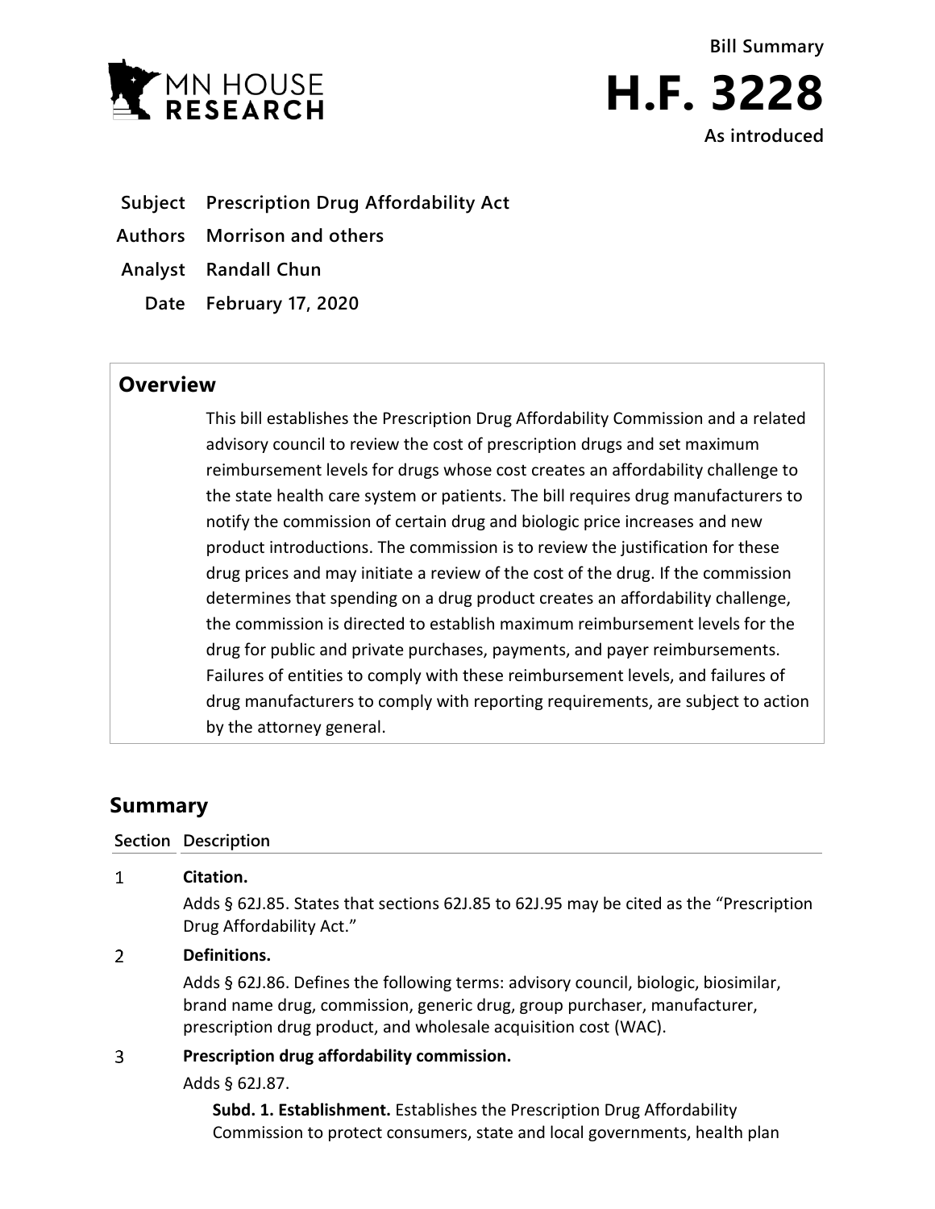MN HOUSE RESEARCH

**Bill Summary**

# H.F. 3228

**As introduced**

| | |
|---|---|
| **Subject** | **Prescription Drug Affordability Act** |
| **Authors** | **Morrison and others** |
| **Analyst** | **Randall Chun** |
| **Date** | **February 17, 2020** |

## Overview

This bill establishes the Prescription Drug Affordability Commission and a related advisory council to review the cost of prescription drugs and set maximum reimbursement levels for drugs whose cost creates an affordability challenge to the state health care system or patients. The bill requires drug manufacturers to notify the commission of certain drug and biologic price increases and new product introductions. The commission is to review the justification for these drug prices and may initiate a review of the cost of the drug. If the commission determines that spending on a drug product creates an affordability challenge, the commission is directed to establish maximum reimbursement levels for the drug for public and private purchases, payments, and payer reimbursements. Failures of entities to comply with these reimbursement levels, and failures of drug manufacturers to comply with reporting requirements, are subject to action by the attorney general.

## Summary

**Section Description**

1 **Citation.**

Adds § 62J.85. States that sections 62J.85 to 62J.95 may be cited as the "Prescription Drug Affordability Act."

2 **Definitions.**

Adds § 62J.86. Defines the following terms: advisory council, biologic, biosimilar, brand name drug, commission, generic drug, group purchaser, manufacturer, prescription drug product, and wholesale acquisition cost (WAC).

3 **Prescription drug affordability commission.**

Adds § 62J.87.

**Subd. 1. Establishment.** Establishes the Prescription Drug Affordability Commission to protect consumers, state and local governments, health plan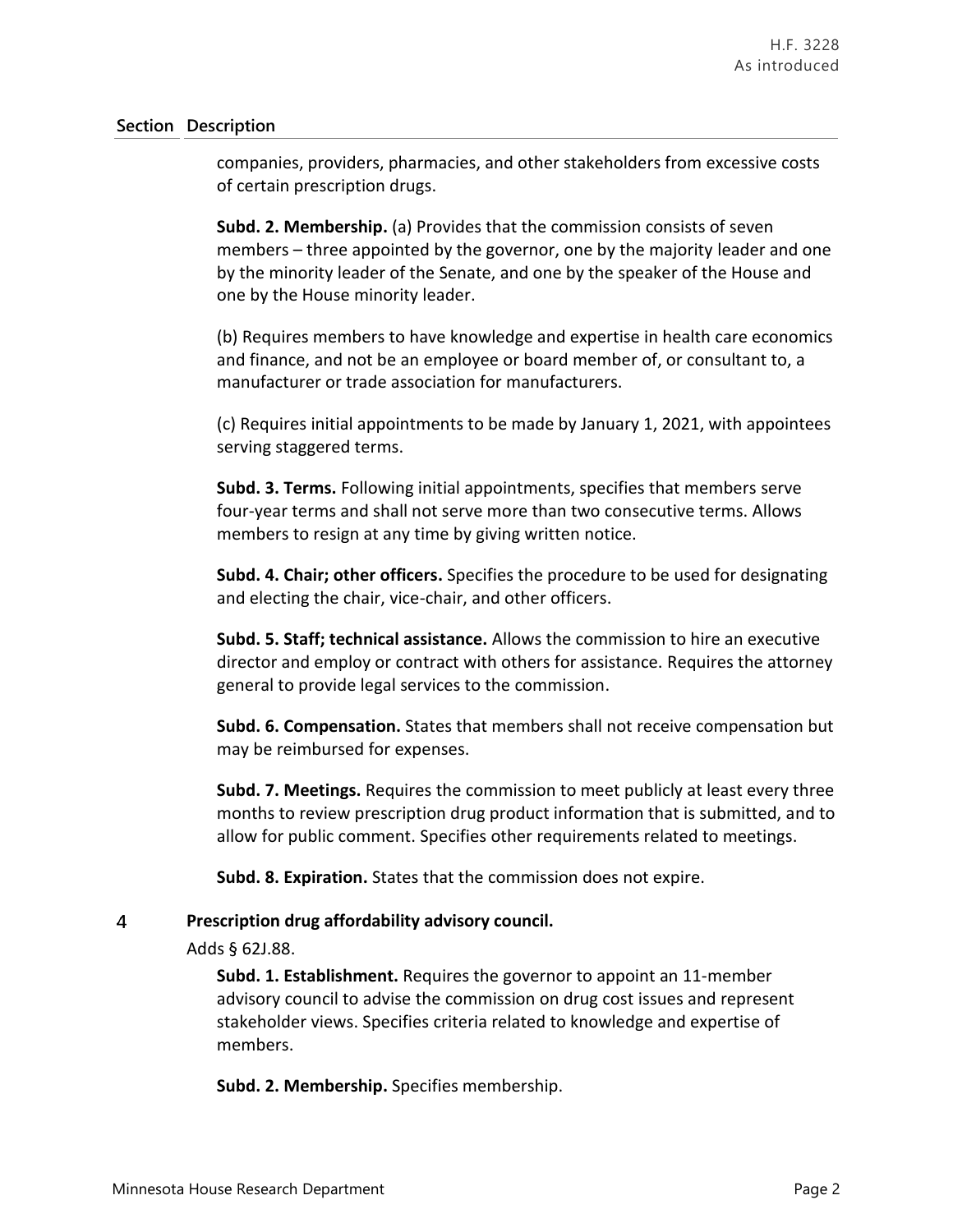| Section | Description |
|---|---|

companies, providers, pharmacies, and other stakeholders from excessive costs of certain prescription drugs.

**Subd. 2. Membership.** (a) Provides that the commission consists of seven members – three appointed by the governor, one by the majority leader and one by the minority leader of the Senate, and one by the speaker of the House and one by the House minority leader.

(b) Requires members to have knowledge and expertise in health care economics and finance, and not be an employee or board member of, or consultant to, a manufacturer or trade association for manufacturers.

(c) Requires initial appointments to be made by January 1, 2021, with appointees serving staggered terms.

**Subd. 3. Terms.** Following initial appointments, specifies that members serve four-year terms and shall not serve more than two consecutive terms. Allows members to resign at any time by giving written notice.

**Subd. 4. Chair; other officers.** Specifies the procedure to be used for designating and electing the chair, vice-chair, and other officers.

**Subd. 5. Staff; technical assistance.** Allows the commission to hire an executive director and employ or contract with others for assistance. Requires the attorney general to provide legal services to the commission.

**Subd. 6. Compensation.** States that members shall not receive compensation but may be reimbursed for expenses.

**Subd. 7. Meetings.** Requires the commission to meet publicly at least every three months to review prescription drug product information that is submitted, and to allow for public comment. Specifies other requirements related to meetings.

**Subd. 8. Expiration.** States that the commission does not expire.

**4 Prescription drug affordability advisory council.**

Adds § 62J.88.

**Subd. 1. Establishment.** Requires the governor to appoint an 11-member advisory council to advise the commission on drug cost issues and represent stakeholder views. Specifies criteria related to knowledge and expertise of members.

**Subd. 2. Membership.** Specifies membership.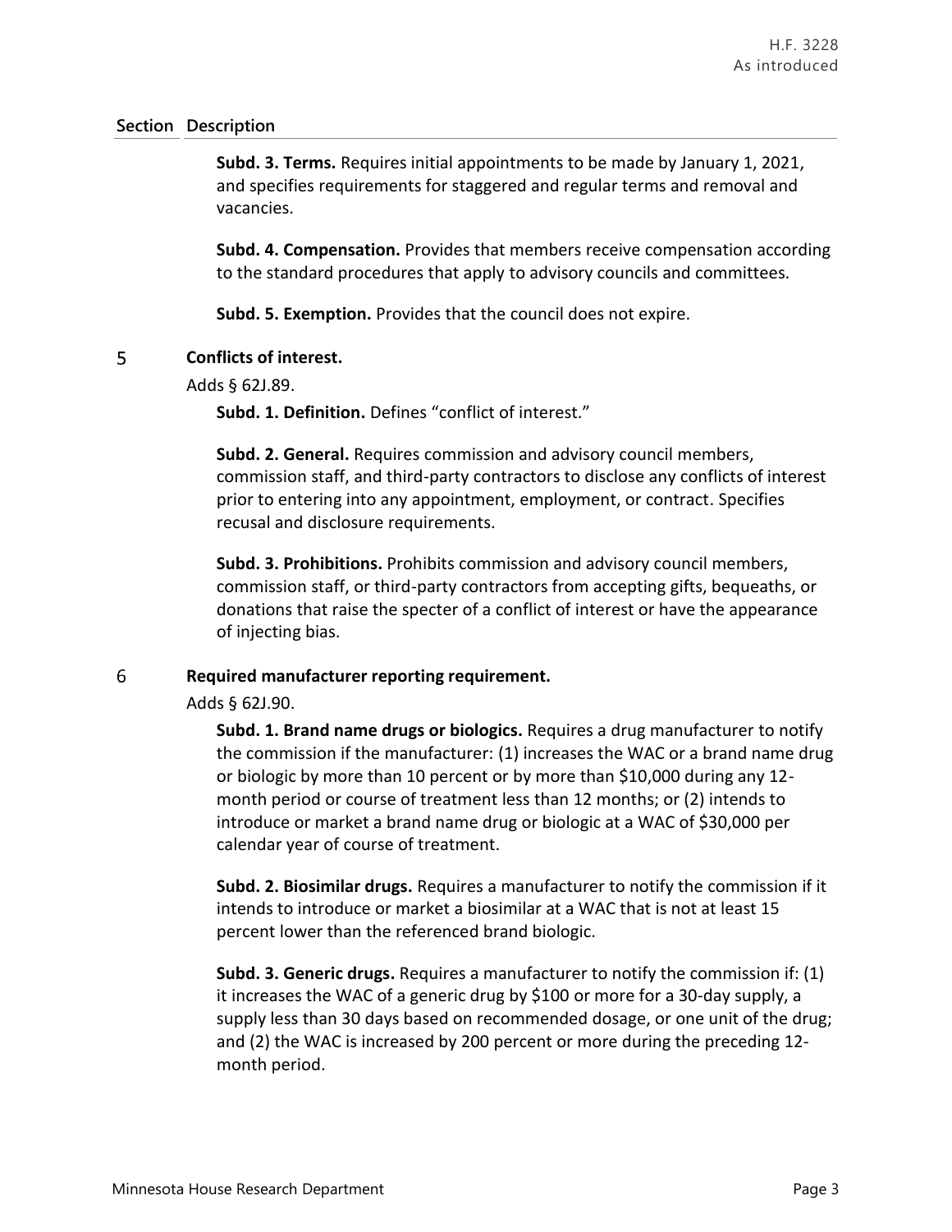| Section | Description |
|---|---|
| | **Subd. 3. Terms.** Requires initial appointments to be made by January 1, 2021, and specifies requirements for staggered and regular terms and removal and vacancies. |
| | **Subd. 4. Compensation.** Provides that members receive compensation according to the standard procedures that apply to advisory councils and committees. |
| | **Subd. 5. Exemption.** Provides that the council does not expire. |
| 5 | **Conflicts of interest.** |
| | Adds § 62J.89. |
| | **Subd. 1. Definition.** Defines "conflict of interest." |
| | **Subd. 2. General.** Requires commission and advisory council members, commission staff, and third-party contractors to disclose any conflicts of interest prior to entering into any appointment, employment, or contract. Specifies recusal and disclosure requirements. |
| | **Subd. 3. Prohibitions.** Prohibits commission and advisory council members, commission staff, or third-party contractors from accepting gifts, bequeaths, or donations that raise the specter of a conflict of interest or have the appearance of injecting bias. |
| 6 | **Required manufacturer reporting requirement.** |
| | Adds § 62J.90. |
| | **Subd. 1. Brand name drugs or biologics.** Requires a drug manufacturer to notify the commission if the manufacturer: (1) increases the WAC or a brand name drug or biologic by more than 10 percent or by more than $10,000 during any 12-month period or course of treatment less than 12 months; or (2) intends to introduce or market a brand name drug or biologic at a WAC of $30,000 per calendar year of course of treatment. |
| | **Subd. 2. Biosimilar drugs.** Requires a manufacturer to notify the commission if it intends to introduce or market a biosimilar at a WAC that is not at least 15 percent lower than the referenced brand biologic. |
| | **Subd. 3. Generic drugs.** Requires a manufacturer to notify the commission if: (1) it increases the WAC of a generic drug by $100 or more for a 30-day supply, a supply less than 30 days based on recommended dosage, or one unit of the drug; and (2) the WAC is increased by 200 percent or more during the preceding 12-month period. |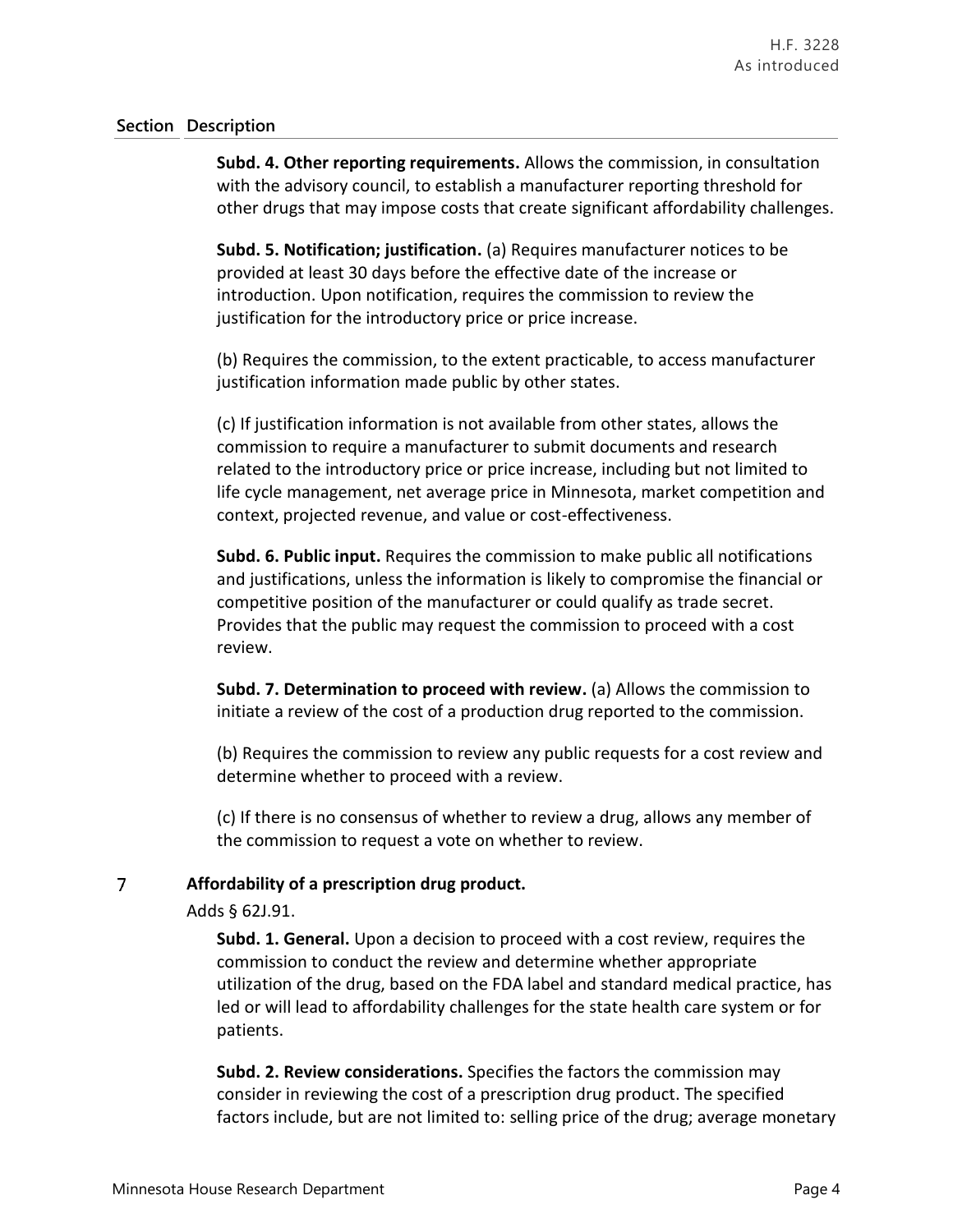| Section | Description |
|---|---|
| | **Subd. 4. Other reporting requirements.** Allows the commission, in consultation with the advisory council, to establish a manufacturer reporting threshold for other drugs that may impose costs that create significant affordability challenges. |
| | **Subd. 5. Notification; justification.** (a) Requires manufacturer notices to be provided at least 30 days before the effective date of the increase or introduction. Upon notification, requires the commission to review the justification for the introductory price or price increase. |
| | (b) Requires the commission, to the extent practicable, to access manufacturer justification information made public by other states. |
| | (c) If justification information is not available from other states, allows the commission to require a manufacturer to submit documents and research related to the introductory price or price increase, including but not limited to life cycle management, net average price in Minnesota, market competition and context, projected revenue, and value or cost-effectiveness. |
| | **Subd. 6. Public input.** Requires the commission to make public all notifications and justifications, unless the information is likely to compromise the financial or competitive position of the manufacturer or could qualify as trade secret. Provides that the public may request the commission to proceed with a cost review. |
| | **Subd. 7. Determination to proceed with review.** (a) Allows the commission to initiate a review of the cost of a production drug reported to the commission. |
| | (b) Requires the commission to review any public requests for a cost review and determine whether to proceed with a review. |
| | (c) If there is no consensus of whether to review a drug, allows any member of the commission to request a vote on whether to review. |
| 7 | **Affordability of a prescription drug product.** |
| | Adds § 62J.91. |
| | **Subd. 1. General.** Upon a decision to proceed with a cost review, requires the commission to conduct the review and determine whether appropriate utilization of the drug, based on the FDA label and standard medical practice, has led or will lead to affordability challenges for the state health care system or for patients. |
| | **Subd. 2. Review considerations.** Specifies the factors the commission may consider in reviewing the cost of a prescription drug product. The specified factors include, but are not limited to: selling price of the drug; average monetary |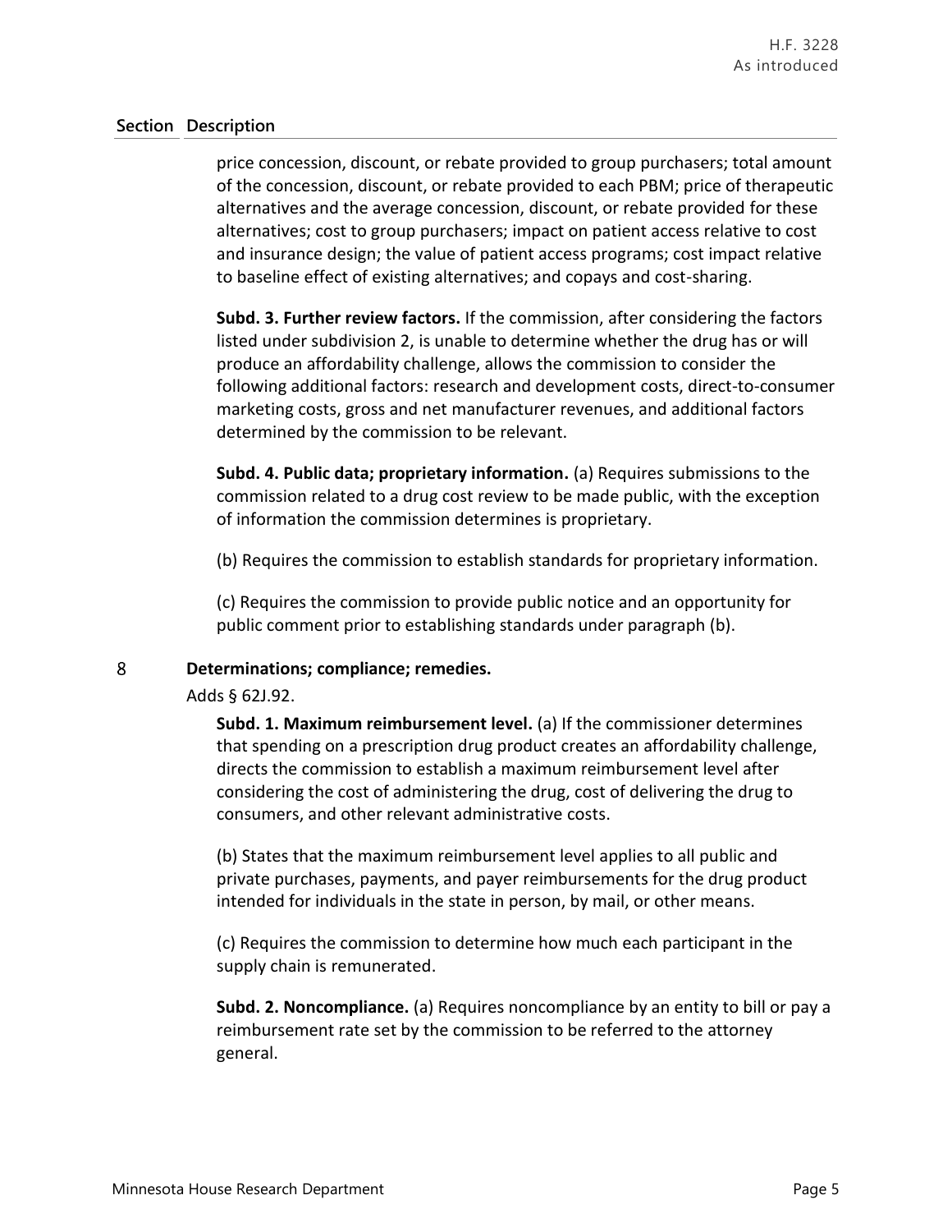| Section | Description |
|---|---|

price concession, discount, or rebate provided to group purchasers; total amount of the concession, discount, or rebate provided to each PBM; price of therapeutic alternatives and the average concession, discount, or rebate provided for these alternatives; cost to group purchasers; impact on patient access relative to cost and insurance design; the value of patient access programs; cost impact relative to baseline effect of existing alternatives; and copays and cost-sharing.

**Subd. 3. Further review factors.** If the commission, after considering the factors listed under subdivision 2, is unable to determine whether the drug has or will produce an affordability challenge, allows the commission to consider the following additional factors: research and development costs, direct-to-consumer marketing costs, gross and net manufacturer revenues, and additional factors determined by the commission to be relevant.

**Subd. 4. Public data; proprietary information.** (a) Requires submissions to the commission related to a drug cost review to be made public, with the exception of information the commission determines is proprietary.

(b) Requires the commission to establish standards for proprietary information.

(c) Requires the commission to provide public notice and an opportunity for public comment prior to establishing standards under paragraph (b).

8 **Determinations; compliance; remedies.**

Adds § 62J.92.

**Subd. 1. Maximum reimbursement level.** (a) If the commissioner determines that spending on a prescription drug product creates an affordability challenge, directs the commission to establish a maximum reimbursement level after considering the cost of administering the drug, cost of delivering the drug to consumers, and other relevant administrative costs.

(b) States that the maximum reimbursement level applies to all public and private purchases, payments, and payer reimbursements for the drug product intended for individuals in the state in person, by mail, or other means.

(c) Requires the commission to determine how much each participant in the supply chain is remunerated.

**Subd. 2. Noncompliance.** (a) Requires noncompliance by an entity to bill or pay a reimbursement rate set by the commission to be referred to the attorney general.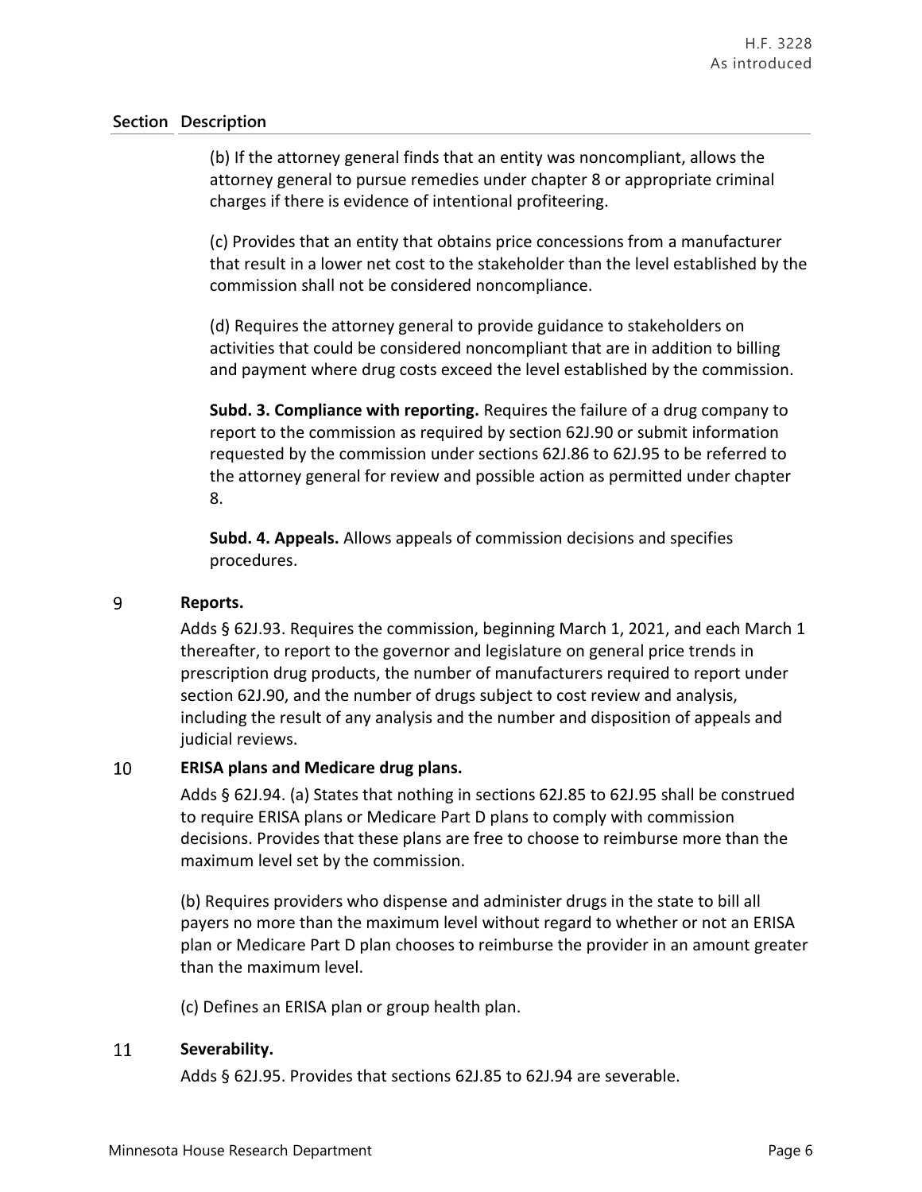| Section | Description |
|---|---|
| | (b) If the attorney general finds that an entity was noncompliant, allows the attorney general to pursue remedies under chapter 8 or appropriate criminal charges if there is evidence of intentional profiteering.<br><br>(c) Provides that an entity that obtains price concessions from a manufacturer that result in a lower net cost to the stakeholder than the level established by the commission shall not be considered noncompliance.<br><br>(d) Requires the attorney general to provide guidance to stakeholders on activities that could be considered noncompliant that are in addition to billing and payment where drug costs exceed the level established by the commission.<br><br>**Subd. 3. Compliance with reporting.** Requires the failure of a drug company to report to the commission as required by section 62J.90 or submit information requested by the commission under sections 62J.86 to 62J.95 to be referred to the attorney general for review and possible action as permitted under chapter 8.<br><br>**Subd. 4. Appeals.** Allows appeals of commission decisions and specifies procedures. |
| 9 | **Reports.**<br><br>Adds § 62J.93. Requires the commission, beginning March 1, 2021, and each March 1 thereafter, to report to the governor and legislature on general price trends in prescription drug products, the number of manufacturers required to report under section 62J.90, and the number of drugs subject to cost review and analysis, including the result of any analysis and the number and disposition of appeals and judicial reviews. |
| 10 | **ERISA plans and Medicare drug plans.**<br><br>Adds § 62J.94. (a) States that nothing in sections 62J.85 to 62J.95 shall be construed to require ERISA plans or Medicare Part D plans to comply with commission decisions. Provides that these plans are free to choose to reimburse more than the maximum level set by the commission.<br><br>(b) Requires providers who dispense and administer drugs in the state to bill all payers no more than the maximum level without regard to whether or not an ERISA plan or Medicare Part D plan chooses to reimburse the provider in an amount greater than the maximum level.<br><br>(c) Defines an ERISA plan or group health plan. |
| 11 | **Severability.**<br><br>Adds § 62J.95. Provides that sections 62J.85 to 62J.94 are severable. |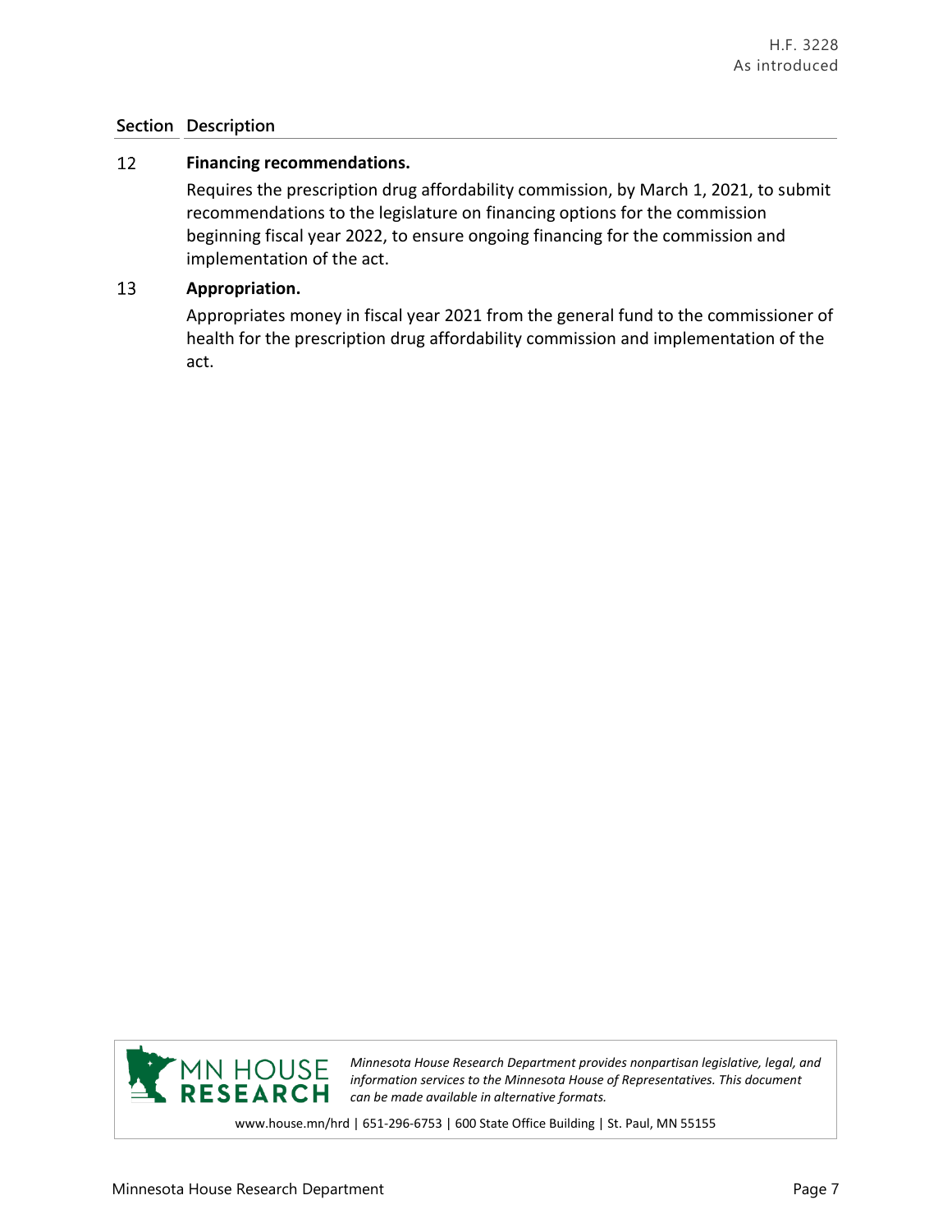| Section | Description |
|---|---|
| 12 | **Financing recommendations.**<br>Requires the prescription drug affordability commission, by March 1, 2021, to submit recommendations to the legislature on financing options for the commission beginning fiscal year 2022, to ensure ongoing financing for the commission and implementation of the act. |
| 13 | **Appropriation.**<br>Appropriates money in fiscal year 2021 from the general fund to the commissioner of health for the prescription drug affordability commission and implementation of the act. |

MN HOUSE RESEARCH

*Minnesota House Research Department provides nonpartisan legislative, legal, and information services to the Minnesota House of Representatives. This document can be made available in alternative formats.*

www.house.mn/hrd | 651-296-6753 | 600 State Office Building | St. Paul, MN 55155